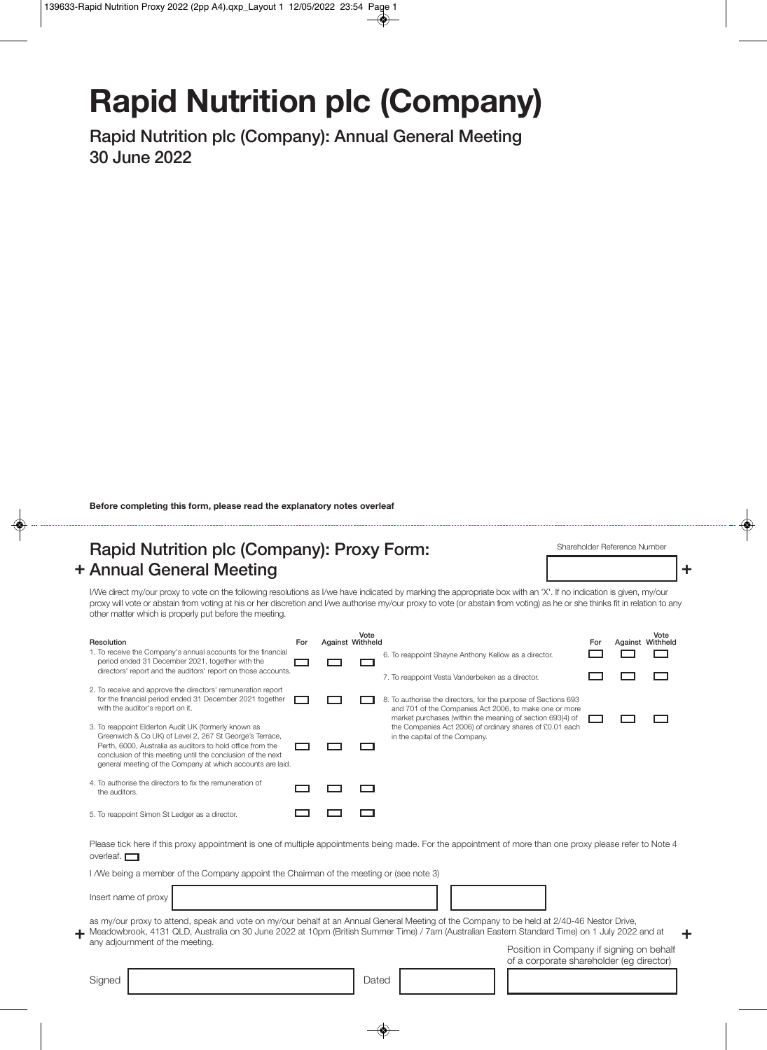# Rapid Nutrition plc (Company)

## Rapid Nutrition plc (Company): Annual General Meeting
## 30 June 2022

**Before completing this form, please read the explanatory notes overleaf**

## Rapid Nutrition plc (Company): Proxy Form: Annual General Meeting

Shareholder Reference Number

I/We direct my/our proxy to vote on the following resolutions as I/we have indicated by marking the appropriate box with an 'X'. If no indication is given, my/our proxy will vote or abstain from voting at his or her discretion and I/we authorise my/our proxy to vote (or abstain from voting) as he or she thinks fit in relation to any other matter which is properly put before the meeting.

| Resolution | For | Against | Vote Withheld |
|---|---|---|---|
| 1. To receive the Company's annual accounts for the financial period ended 31 December 2021, together with the directors' report and the auditors' report on those accounts. | ☐ | ☐ | ☐ |
| 2. To receive and approve the directors' remuneration report for the financial period ended 31 December 2021 together with the auditor's report on it. | ☐ | ☐ | ☐ |
| 3. To reappoint Elderton Audit UK (formerly known as Greenwich & Co UK) of Level 2, 267 St George's Terrace, Perth, 6000, Australia as auditors to hold office from the conclusion of this meeting until the conclusion of the next general meeting of the Company at which accounts are laid. | ☐ | ☐ | ☐ |
| 4. To authorise the directors to fix the remuneration of the auditors. | ☐ | ☐ | ☐ |
| 5. To reappoint Simon St Ledger as a director. | ☐ | ☐ | ☐ |
| 6. To reappoint Shayne Anthony Kellow as a director. | ☐ | ☐ | ☐ |
| 7. To reappoint Vesta Vanderbeken as a director. | ☐ | ☐ | ☐ |
| 8. To authorise the directors, for the purpose of Sections 693 and 701 of the Companies Act 2006, to make one or more market purchases (within the meaning of section 693(4) of the Companies Act 2006) of ordinary shares of £0.01 each in the capital of the Company. | ☐ | ☐ | ☐ |

Please tick here if this proxy appointment is one of multiple appointments being made. For the appointment of more than one proxy please refer to Note 4 overleaf. ☐

I /We being a member of the Company appoint the Chairman of the meeting or (see note 3)

Insert name of proxy

as my/our proxy to attend, speak and vote on my/our behalf at an Annual General Meeting of the Company to be held at 2/40-46 Nestor Drive, Meadowbrook, 4131 QLD, Australia on 30 June 2022 at 10pm (British Summer Time) / 7am (Australian Eastern Standard Time) on 1 July 2022 and at any adjournment of the meeting.

Signed

Dated

Position in Company if signing on behalf of a corporate shareholder (eg director)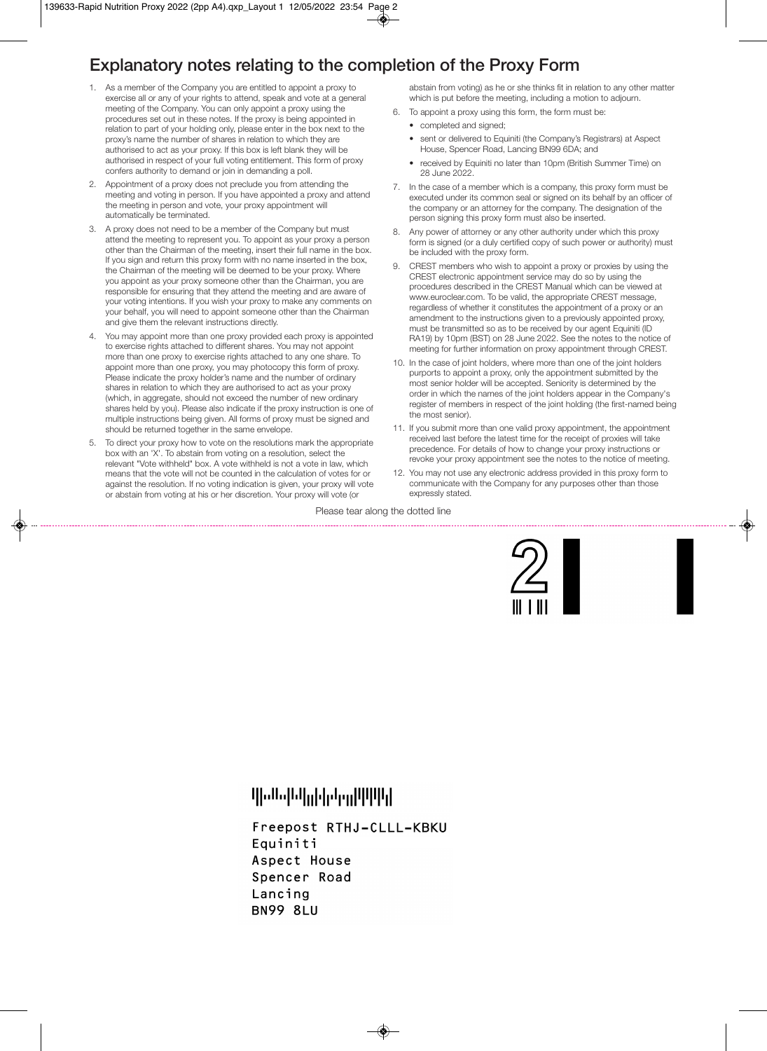# Explanatory notes relating to the completion of the Proxy Form

1. As a member of the Company you are entitled to appoint a proxy to exercise all or any of your rights to attend, speak and vote at a general meeting of the Company. You can only appoint a proxy using the procedures set out in these notes. If the proxy is being appointed in relation to part of your holding only, please enter in the box next to the proxy's name the number of shares in relation to which they are authorised to act as your proxy. If this box is left blank they will be authorised in respect of your full voting entitlement. This form of proxy confers authority to demand or join in demanding a poll.
2. Appointment of a proxy does not preclude you from attending the meeting and voting in person. If you have appointed a proxy and attend the meeting in person and vote, your proxy appointment will automatically be terminated.
3. A proxy does not need to be a member of the Company but must attend the meeting to represent you. To appoint as your proxy a person other than the Chairman of the meeting, insert their full name in the box. If you sign and return this proxy form with no name inserted in the box, the Chairman of the meeting will be deemed to be your proxy. Where you appoint as your proxy someone other than the Chairman, you are responsible for ensuring that they attend the meeting and are aware of your voting intentions. If you wish your proxy to make any comments on your behalf, you will need to appoint someone other than the Chairman and give them the relevant instructions directly.
4. You may appoint more than one proxy provided each proxy is appointed to exercise rights attached to different shares. You may not appoint more than one proxy to exercise rights attached to any one share. To appoint more than one proxy, you may photocopy this form of proxy. Please indicate the proxy holder's name and the number of ordinary shares in relation to which they are authorised to act as your proxy (which, in aggregate, should not exceed the number of new ordinary shares held by you). Please also indicate if the proxy instruction is one of multiple instructions being given. All forms of proxy must be signed and should be returned together in the same envelope.
5. To direct your proxy how to vote on the resolutions mark the appropriate box with an 'X'. To abstain from voting on a resolution, select the relevant "Vote withheld" box. A vote withheld is not a vote in law, which means that the vote will not be counted in the calculation of votes for or against the resolution. If no voting indication is given, your proxy will vote or abstain from voting at his or her discretion. Your proxy will vote (or abstain from voting) as he or she thinks fit in relation to any other matter which is put before the meeting, including a motion to adjourn.
6. To appoint a proxy using this form, the form must be:
   - completed and signed;
   - sent or delivered to Equiniti (the Company's Registrars) at Aspect House, Spencer Road, Lancing BN99 6DA; and
   - received by Equiniti no later than 10pm (British Summer Time) on 28 June 2022.
7. In the case of a member which is a company, this proxy form must be executed under its common seal or signed on its behalf by an officer of the company or an attorney for the company. The designation of the person signing this proxy form must also be inserted.
8. Any power of attorney or any other authority under which this proxy form is signed (or a duly certified copy of such power or authority) must be included with the proxy form.
9. CREST members who wish to appoint a proxy or proxies by using the CREST electronic appointment service may do so by using the procedures described in the CREST Manual which can be viewed at www.euroclear.com. To be valid, the appropriate CREST message, regardless of whether it constitutes the appointment of a proxy or an amendment to the instructions given to a previously appointed proxy, must be transmitted so as to be received by our agent Equiniti (ID RA19) by 10pm (BST) on 28 June 2022. See the notes to the notice of meeting for further information on proxy appointment through CREST.
10. In the case of joint holders, where more than one of the joint holders purports to appoint a proxy, only the appointment submitted by the most senior holder will be accepted. Seniority is determined by the order in which the names of the joint holders appear in the Company's register of members in respect of the joint holding (the first-named being the most senior).
11. If you submit more than one valid proxy appointment, the appointment received last before the latest time for the receipt of proxies will take precedence. For details of how to change your proxy instructions or revoke your proxy appointment see the notes to the notice of meeting.
12. You may not use any electronic address provided in this proxy form to communicate with the Company for any purposes other than those expressly stated.

Please tear along the dotted line

2

Freepost RTHJ-CLLL-KBKU
Equiniti
Aspect House
Spencer Road
Lancing
BN99 8LU